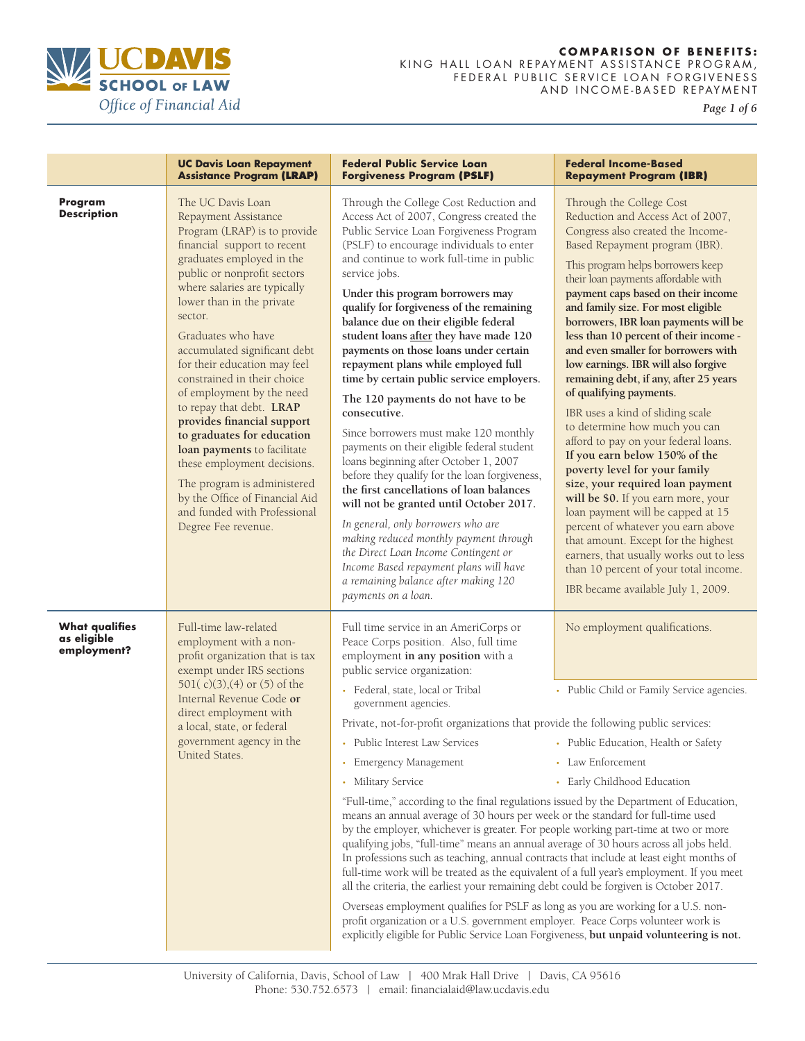# UC Davis School of Law — Office of Financial Aid

## COMPARISON OF BENEFITS: KING HALL LOAN REPAYMENT ASSISTANCE PROGRAM, FEDERAL PUBLIC SERVICE LOAN FORGIVENESS AND INCOME-BASED REPAYMENT

| | UC Davis Loan Repayment Assistance Program (LRAP) | Federal Public Service Loan Forgiveness Program (PSLF) | Federal Income-Based Repayment Program (IBR) |
|---|---|---|---|
| **Program Description** | The UC Davis Loan Repayment Assistance Program (LRAP) is to provide financial support to recent graduates employed in the public or nonprofit sectors where salaries are typically lower than in the private sector.<br><br>Graduates who have accumulated significant debt for their education may feel constrained in their choice of employment by the need to repay that debt. **LRAP provides financial support to graduates for education loan payments** to facilitate these employment decisions.<br><br>The program is administered by the Office of Financial Aid and funded with Professional Degree Fee revenue. | Through the College Cost Reduction and Access Act of 2007, Congress created the Public Service Loan Forgiveness Program (PSLF) to encourage individuals to enter and continue to work full-time in public service jobs.<br><br>**Under this program borrowers may qualify for forgiveness of the remaining balance due on their eligible federal student loans after they have made 120 payments on those loans under certain repayment plans while employed full time by certain public service employers.**<br><br>**The 120 payments do not have to be consecutive.**<br><br>Since borrowers must make 120 monthly payments on their eligible federal student loans beginning after October 1, 2007 before they qualify for the loan forgiveness, **the first cancellations of loan balances will not be granted until October 2017.**<br><br>*In general, only borrowers who are making reduced monthly payment through the Direct Loan Income Contingent or Income Based repayment plans will have a remaining balance after making 120 payments on a loan.* | Through the College Cost Reduction and Access Act of 2007, Congress also created the Income-Based Repayment program (IBR).<br><br>This program helps borrowers keep their loan payments affordable with **payment caps based on their income and family size. For most eligible borrowers, IBR loan payments will be less than 10 percent of their income - and even smaller for borrowers with low earnings. IBR will also forgive remaining debt, if any, after 25 years of qualifying payments.**<br><br>IBR uses a kind of sliding scale to determine how much you can afford to pay on your federal loans. **If you earn below 150% of the poverty level for your family size, your required loan payment will be $0.** If you earn more, your loan payment will be capped at 15 percent of whatever you earn above that amount. Except for the highest earners, that usually works out to less than 10 percent of your total income.<br><br>IBR became available July 1, 2009. |
| **What qualifies as eligible employment?** | Full-time law-related employment with a non-profit organization that is tax exempt under IRS sections 501( c)(3),(4) or (5) of the Internal Revenue Code **or** direct employment with a local, state, or federal government agency in the United States. | Full time service in an AmeriCorps or Peace Corps position. Also, full time employment **in any position** with a public service organization:<br>• Federal, state, local or Tribal government agencies.<br>• Public Child or Family Service agencies.<br><br>Private, not-for-profit organizations that provide the following public services:<br>• Public Interest Law Services<br>• Public Education, Health or Safety<br>• Emergency Management<br>• Law Enforcement<br>• Military Service<br>• Early Childhood Education<br><br>"Full-time," according to the final regulations issued by the Department of Education, means an annual average of 30 hours per week or the standard for full-time used by the employer, whichever is greater. For people working part-time at two or more qualifying jobs, "full-time" means an annual average of 30 hours across all jobs held. In professions such as teaching, annual contracts that include at least eight months of full-time work will be treated as the equivalent of a full year's employment. If you meet all the criteria, the earliest your remaining debt could be forgiven is October 2017.<br><br>Overseas employment qualifies for PSLF as long as you are working for a U.S. non-profit organization or a U.S. government employer. Peace Corps volunteer work is explicitly eligible for Public Service Loan Forgiveness, **but unpaid volunteering is not.** | No employment qualifications. |

University of California, Davis, School of Law | 400 Mrak Hall Drive | Davis, CA 95616
Phone: 530.752.6573 | email: financialaid@law.ucdavis.edu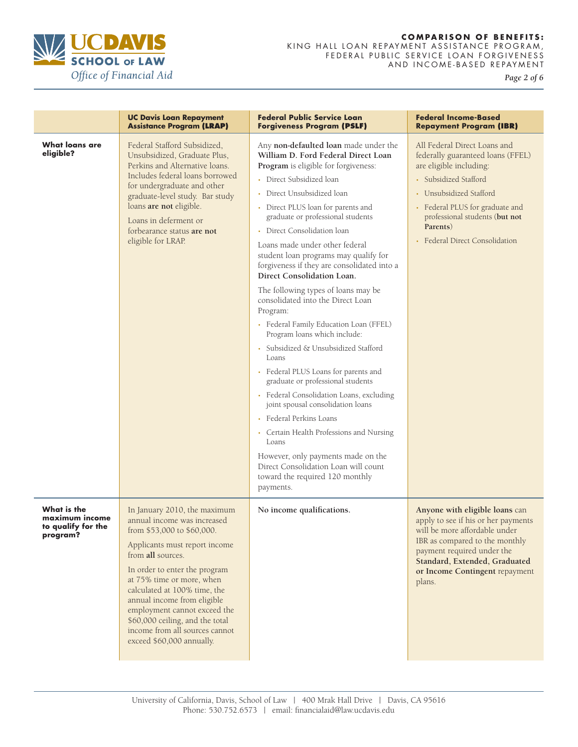| | UC Davis Loan Repayment Assistance Program (LRAP) | Federal Public Service Loan Forgiveness Program (PSLF) | Federal Income-Based Repayment Program (IBR) |
|---|---|---|---|
| **What loans are eligible?** | Federal Stafford Subsidized, Unsubsidized, Graduate Plus, Perkins and Alternative loans. Includes federal loans borrowed for undergraduate and other graduate-level study. Bar study loans **are not** eligible.<br><br>Loans in deferment or forbearance status **are not** eligible for LRAP. | Any **non-defaulted loan** made under the **William D. Ford Federal Direct Loan Program** is eligible for forgiveness:<br>• Direct Subsidized loan<br>• Direct Unsubsidized loan<br>• Direct PLUS loan for parents and graduate or professional students<br>• Direct Consolidation loan<br><br>Loans made under other federal student loan programs may qualify for forgiveness if they are consolidated into a **Direct Consolidation Loan.**<br><br>The following types of loans may be consolidated into the Direct Loan Program:<br>• Federal Family Education Loan (FFEL) Program loans which include:<br>• Subsidized & Unsubsidized Stafford Loans<br>• Federal PLUS Loans for parents and graduate or professional students<br>• Federal Consolidation Loans, excluding joint spousal consolidation loans<br>• Federal Perkins Loans<br>• Certain Health Professions and Nursing Loans<br><br>However, only payments made on the Direct Consolidation Loan will count toward the required 120 monthly payments. | All Federal Direct Loans and federally guaranteed loans (FFEL) are eligible including:<br>• Subsidized Stafford<br>• Unsubsidized Stafford<br>• Federal PLUS for graduate and professional students (**but not Parents**)<br>• Federal Direct Consolidation |
| **What is the maximum income to qualify for the program?** | In January 2010, the maximum annual income was increased from $53,000 to $60,000.<br><br>Applicants must report income from **all** sources.<br><br>In order to enter the program at 75% time or more, when calculated at 100% time, the annual income from eligible employment cannot exceed the $60,000 ceiling, and the total income from all sources cannot exceed $60,000 annually. | **No income qualifications.** | **Anyone with eligible loans** can apply to see if his or her payments will be more affordable under IBR as compared to the monthly payment required under the **Standard, Extended, Graduated or Income Contingent** repayment plans. |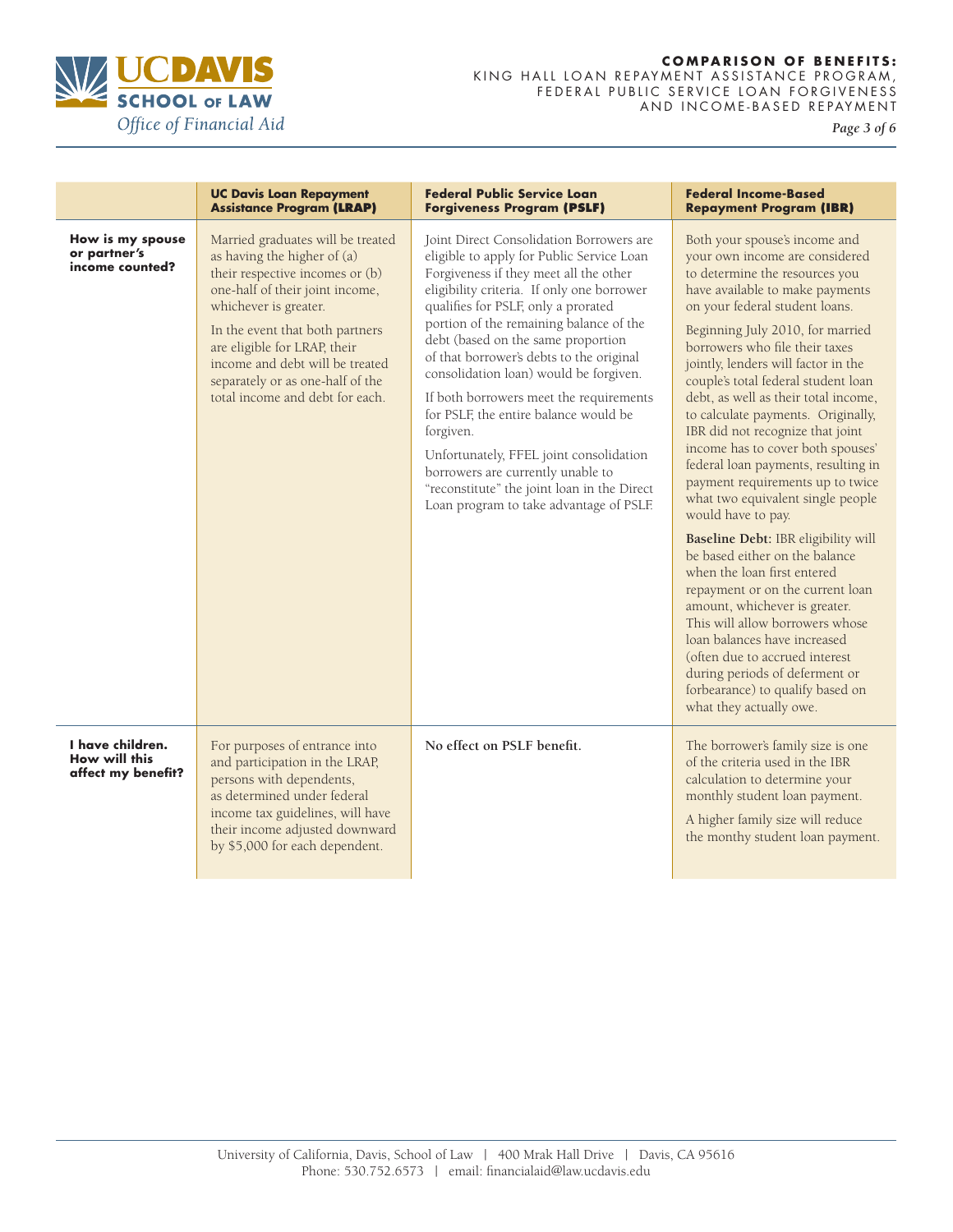| | UC Davis Loan Repayment Assistance Program (**LRAP**) | Federal Public Service Loan Forgiveness Program (**PSLF**) | Federal Income-Based Repayment Program (**IBR**) |
|---|---|---|---|
| **How is my spouse or partner's income counted?** | Married graduates will be treated as having the higher of (a) their respective incomes or (b) one-half of their joint income, whichever is greater.<br><br>In the event that both partners are eligible for LRAP, their income and debt will be treated separately or as one-half of the total income and debt for each. | Joint Direct Consolidation Borrowers are eligible to apply for Public Service Loan Forgiveness if they meet all the other eligibility criteria. If only one borrower qualifies for PSLF, only a prorated portion of the remaining balance of the debt (based on the same proportion of that borrower's debts to the original consolidation loan) would be forgiven.<br><br>If both borrowers meet the requirements for PSLF, the entire balance would be forgiven.<br><br>Unfortunately, FFEL joint consolidation borrowers are currently unable to "reconstitute" the joint loan in the Direct Loan program to take advantage of PSLF. | Both your spouse's income and your own income are considered to determine the resources you have available to make payments on your federal student loans.<br><br>Beginning July 2010, for married borrowers who file their taxes jointly, lenders will factor in the couple's total federal student loan debt, as well as their total income, to calculate payments. Originally, IBR did not recognize that joint income has to cover both spouses' federal loan payments, resulting in payment requirements up to twice what two equivalent single people would have to pay.<br><br>**Baseline Debt:** IBR eligibility will be based either on the balance when the loan first entered repayment or on the current loan amount, whichever is greater. This will allow borrowers whose loan balances have increased (often due to accrued interest during periods of deferment or forbearance) to qualify based on what they actually owe. |
| **I have children. How will this affect my benefit?** | For purposes of entrance into and participation in the LRAP, persons with dependents, as determined under federal income tax guidelines, will have their income adjusted downward by $5,000 for each dependent. | **No effect on PSLF benefit.** | The borrower's family size is one of the criteria used in the IBR calculation to determine your monthly student loan payment.<br><br>A higher family size will reduce the monthy student loan payment. |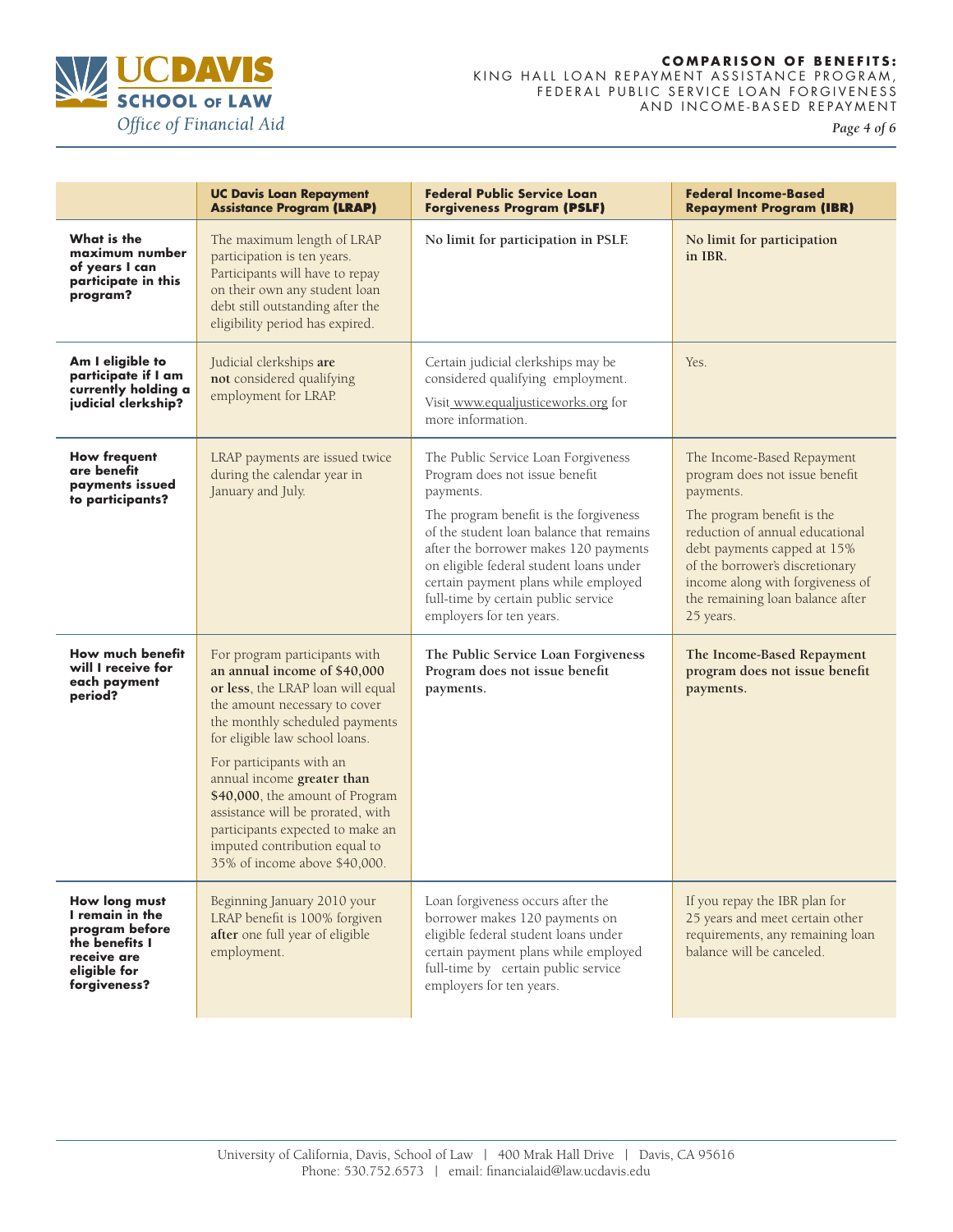| | UC Davis Loan Repayment Assistance Program (LRAP) | Federal Public Service Loan Forgiveness Program (PSLF) | Federal Income-Based Repayment Program (IBR) |
|---|---|---|---|
| **What is the maximum number of years I can participate in this program?** | The maximum length of LRAP participation is ten years. Participants will have to repay on their own any student loan debt still outstanding after the eligibility period has expired. | **No limit for participation in PSLF.** | **No limit for participation in IBR.** |
| **Am I eligible to participate if I am currently holding a judicial clerkship?** | Judicial clerkships **are not** considered qualifying employment for LRAP. | Certain judicial clerkships may be considered qualifying employment.<br>Visit www.equaljusticeworks.org for more information. | Yes. |
| **How frequent are benefit payments issued to participants?** | LRAP payments are issued twice during the calendar year in January and July. | The Public Service Loan Forgiveness Program does not issue benefit payments.<br>The program benefit is the forgiveness of the student loan balance that remains after the borrower makes 120 payments on eligible federal student loans under certain payment plans while employed full-time by certain public service employers for ten years. | The Income-Based Repayment program does not issue benefit payments.<br>The program benefit is the reduction of annual educational debt payments capped at 15% of the borrower's discretionary income along with forgiveness of the remaining loan balance after 25 years. |
| **How much benefit will I receive for each payment period?** | For program participants with **an annual income of $40,000 or less**, the LRAP loan will equal the amount necessary to cover the monthly scheduled payments for eligible law school loans.<br>For participants with an annual income **greater than $40,000**, the amount of Program assistance will be prorated, with participants expected to make an imputed contribution equal to 35% of income above $40,000. | **The Public Service Loan Forgiveness Program does not issue benefit payments.** | **The Income-Based Repayment program does not issue benefit payments.** |
| **How long must I remain in the program before the benefits I receive are eligible for forgiveness?** | Beginning January 2010 your LRAP benefit is 100% forgiven **after** one full year of eligible employment. | Loan forgiveness occurs after the borrower makes 120 payments on eligible federal student loans under certain payment plans while employed full-time by certain public service employers for ten years. | If you repay the IBR plan for 25 years and meet certain other requirements, any remaining loan balance will be canceled. |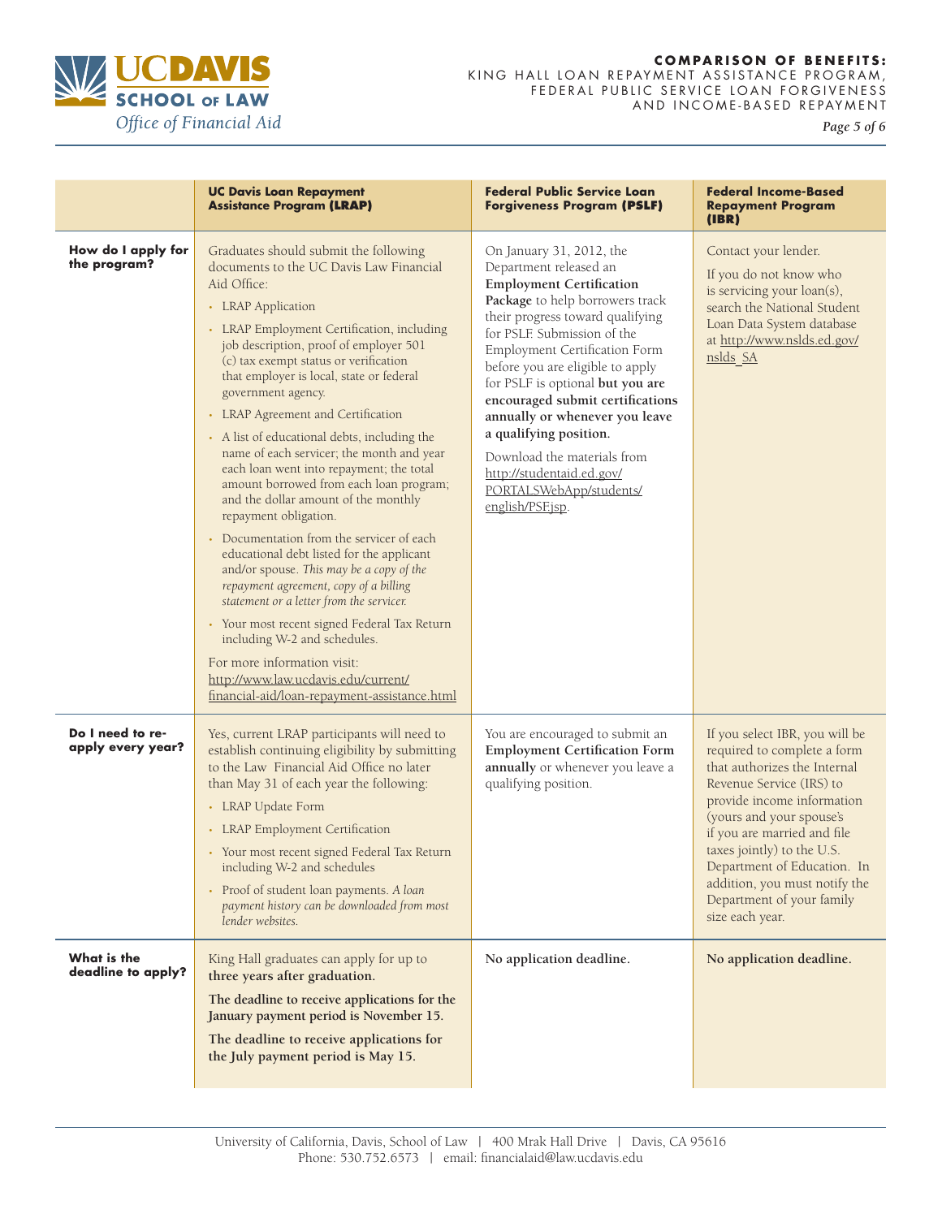| | UC Davis Loan Repayment Assistance Program (LRAP) | Federal Public Service Loan Forgiveness Program (PSLF) | Federal Income-Based Repayment Program (IBR) |
|---|---|---|---|
| **How do I apply for the program?** | Graduates should submit the following documents to the UC Davis Law Financial Aid Office:<br>• LRAP Application<br>• LRAP Employment Certification, including job description, proof of employer 501 (c) tax exempt status or verification that employer is local, state or federal government agency.<br>• LRAP Agreement and Certification<br>• A list of educational debts, including the name of each servicer; the month and year each loan went into repayment; the total amount borrowed from each loan program; and the dollar amount of the monthly repayment obligation.<br>• Documentation from the servicer of each educational debt listed for the applicant and/or spouse. *This may be a copy of the repayment agreement, copy of a billing statement or a letter from the servicer.*<br>• Your most recent signed Federal Tax Return including W-2 and schedules.<br>For more information visit: http://www.law.ucdavis.edu/current/financial-aid/loan-repayment-assistance.html | On January 31, 2012, the Department released an **Employment Certification Package** to help borrowers track their progress toward qualifying for PSLF. Submission of the Employment Certification Form before you are eligible to apply for PSLF is optional **but you are encouraged submit certifications annually or whenever you leave a qualifying position.**<br>Download the materials from http://studentaid.ed.gov/PORTALSWebApp/students/english/PSF.jsp. | Contact your lender.<br>If you do not know who is servicing your loan(s), search the National Student Loan Data System database at http://www.nslds.ed.gov/nslds_SA |
| **Do I need to re-apply every year?** | Yes, current LRAP participants will need to establish continuing eligibility by submitting to the Law Financial Aid Office no later than May 31 of each year the following:<br>• LRAP Update Form<br>• LRAP Employment Certification<br>• Your most recent signed Federal Tax Return including W-2 and schedules<br>• Proof of student loan payments. *A loan payment history can be downloaded from most lender websites.* | You are encouraged to submit an **Employment Certification Form annually** or whenever you leave a qualifying position. | If you select IBR, you will be required to complete a form that authorizes the Internal Revenue Service (IRS) to provide income information (yours and your spouse's if you are married and file taxes jointly) to the U.S. Department of Education. In addition, you must notify the Department of your family size each year. |
| **What is the deadline to apply?** | King Hall graduates can apply for up to **three years after graduation.**<br>**The deadline to receive applications for the January payment period is November 15.**<br>**The deadline to receive applications for the July payment period is May 15.** | **No application deadline.** | **No application deadline.** |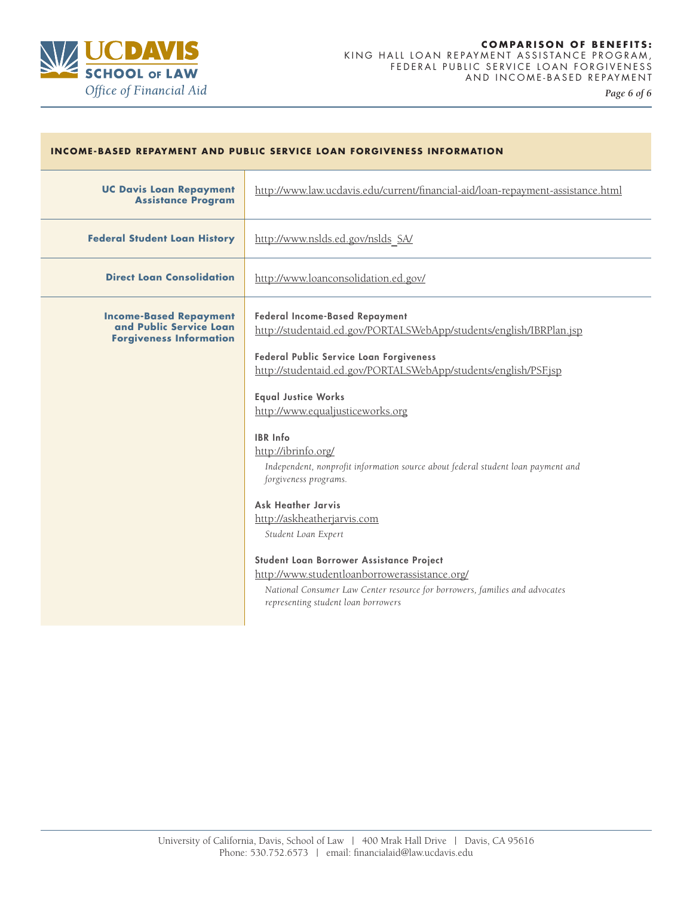| INCOME-BASED REPAYMENT AND PUBLIC SERVICE LOAN FORGIVENESS INFORMATION | |
|---|---|
| **UC Davis Loan Repayment Assistance Program** | http://www.law.ucdavis.edu/current/financial-aid/loan-repayment-assistance.html |
| **Federal Student Loan History** | http://www.nslds.ed.gov/nslds_SA/ |
| **Direct Loan Consolidation** | http://www.loanconsolidation.ed.gov/ |
| **Income-Based Repayment and Public Service Loan Forgiveness Information** | **Federal Income-Based Repayment**<br>http://studentaid.ed.gov/PORTALSWebApp/students/english/IBRPlan.jsp<br><br>**Federal Public Service Loan Forgiveness**<br>http://studentaid.ed.gov/PORTALSWebApp/students/english/PSF.jsp<br><br>**Equal Justice Works**<br>http://www.equaljusticeworks.org<br><br>**IBR Info**<br>http://ibrinfo.org/<br>*Independent, nonprofit information source about federal student loan payment and forgiveness programs.*<br><br>**Ask Heather Jarvis**<br>http://askheatherjarvis.com<br>*Student Loan Expert*<br><br>**Student Loan Borrower Assistance Project**<br>http://www.studentloanborrowerassistance.org/<br>*National Consumer Law Center resource for borrowers, families and advocates representing student loan borrowers* |